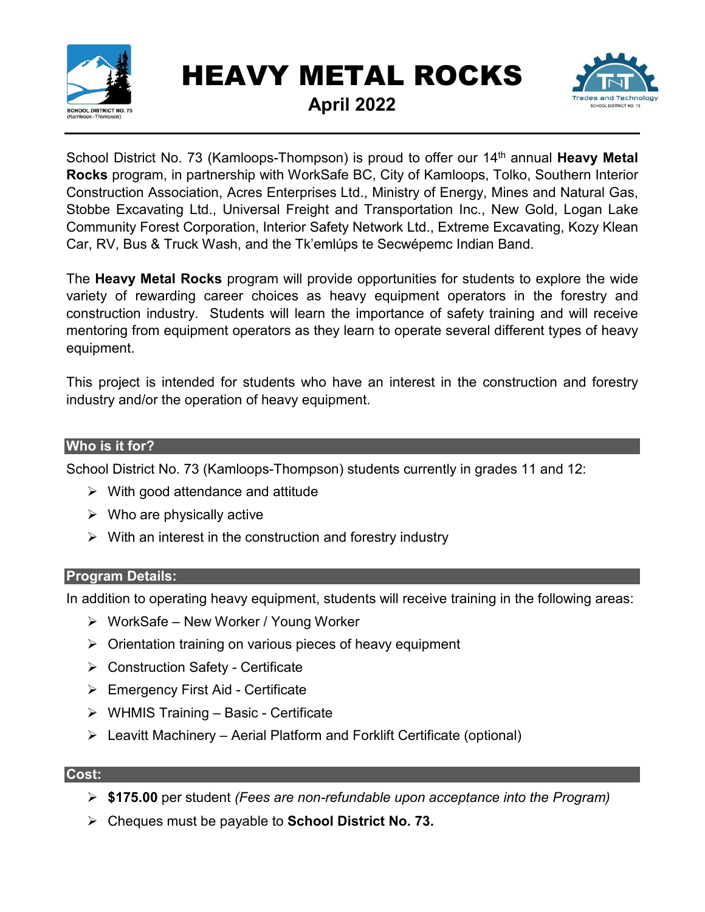# HEAVY METAL ROCKS

## April 2022

School District No. 73 (Kamloops-Thompson) is proud to offer our 14th annual **Heavy Metal Rocks** program, in partnership with WorkSafe BC, City of Kamloops, Tolko, Southern Interior Construction Association, Acres Enterprises Ltd., Ministry of Energy, Mines and Natural Gas, Stobbe Excavating Ltd., Universal Freight and Transportation Inc., New Gold, Logan Lake Community Forest Corporation, Interior Safety Network Ltd., Extreme Excavating, Kozy Klean Car, RV, Bus & Truck Wash, and the Tk'emlúps te Secwépemc Indian Band.

The **Heavy Metal Rocks** program will provide opportunities for students to explore the wide variety of rewarding career choices as heavy equipment operators in the forestry and construction industry. Students will learn the importance of safety training and will receive mentoring from equipment operators as they learn to operate several different types of heavy equipment.

This project is intended for students who have an interest in the construction and forestry industry and/or the operation of heavy equipment.

### Who is it for?

School District No. 73 (Kamloops-Thompson) students currently in grades 11 and 12:

- With good attendance and attitude
- Who are physically active
- With an interest in the construction and forestry industry

### Program Details:

In addition to operating heavy equipment, students will receive training in the following areas:

- WorkSafe – New Worker / Young Worker
- Orientation training on various pieces of heavy equipment
- Construction Safety - Certificate
- Emergency First Aid - Certificate
- WHMIS Training – Basic - Certificate
- Leavitt Machinery – Aerial Platform and Forklift Certificate (optional)

### Cost:

- **$175.00** per student *(Fees are non-refundable upon acceptance into the Program)*
- Cheques must be payable to **School District No. 73.**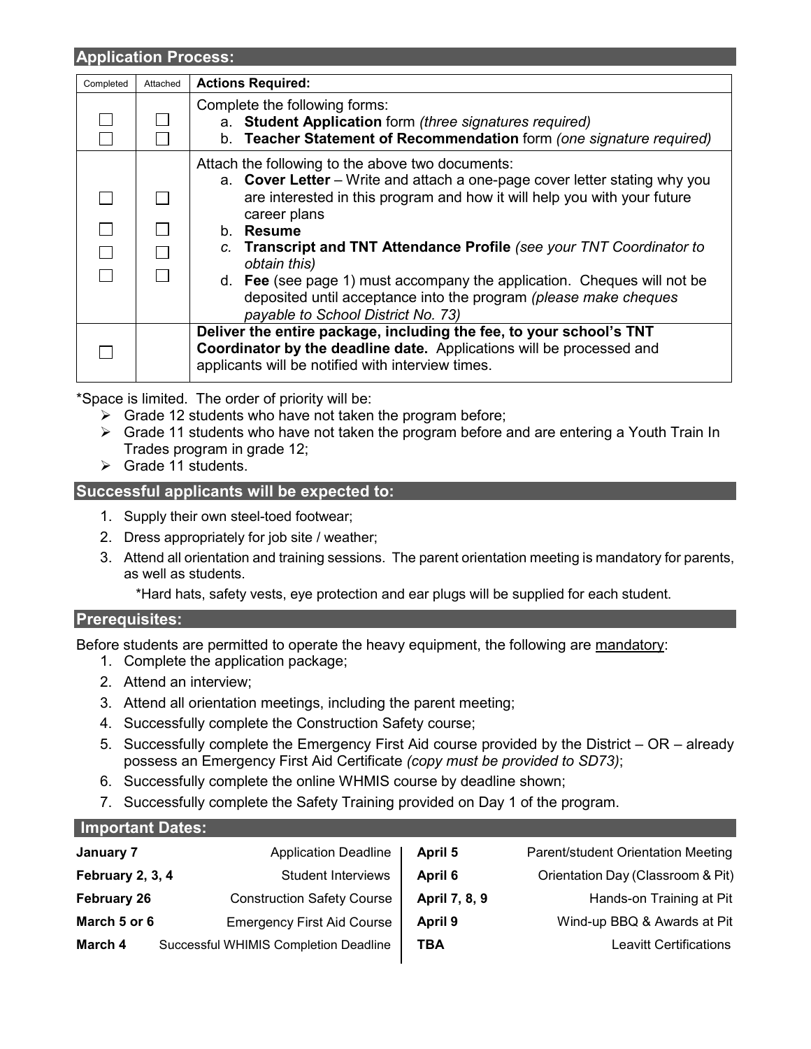## Application Process:

| Completed | Attached | Actions Required: |
|---|---|---|
| ☐<br>☐ | ☐<br>☐ | Complete the following forms:<br>a. **Student Application** form *(three signatures required)*<br>b. **Teacher Statement of Recommendation** form *(one signature required)* |
| ☐<br>☐<br>☐<br>☐ | ☐<br>☐<br>☐<br>☐ | Attach the following to the above two documents:<br>a. **Cover Letter** – Write and attach a one-page cover letter stating why you are interested in this program and how it will help you with your future career plans<br>b. **Resume**<br>*c.* **Transcript and TNT Attendance Profile** *(see your TNT Coordinator to obtain this)*<br>d. **Fee** (see page 1) must accompany the application. Cheques will not be deposited until acceptance into the program *(please make cheques payable to School District No. 73)* |
| ☐ | | **Deliver the entire package, including the fee, to your school's TNT Coordinator by the deadline date.** Applications will be processed and applicants will be notified with interview times. |

*Space is limited. The order of priority will be:

- Grade 12 students who have not taken the program before;
- Grade 11 students who have not taken the program before and are entering a Youth Train In Trades program in grade 12;
- Grade 11 students.

## Successful applicants will be expected to:

1. Supply their own steel-toed footwear;
2. Dress appropriately for job site / weather;
3. Attend all orientation and training sessions. The parent orientation meeting is mandatory for parents, as well as students.

   *Hard hats, safety vests, eye protection and ear plugs will be supplied for each student.

## Prerequisites:

Before students are permitted to operate the heavy equipment, the following are <u>mandatory</u>:

1. Complete the application package;
2. Attend an interview;
3. Attend all orientation meetings, including the parent meeting;
4. Successfully complete the Construction Safety course;
5. Successfully complete the Emergency First Aid course provided by the District – OR – already possess an Emergency First Aid Certificate *(copy must be provided to SD73)*;
6. Successfully complete the online WHMIS course by deadline shown;
7. Successfully complete the Safety Training provided on Day 1 of the program.

## Important Dates:

| Date | Event |
|---|---|
| **January 7** | Application Deadline |
| **February 2, 3, 4** | Student Interviews |
| **February 26** | Construction Safety Course |
| **March 5 or 6** | Emergency First Aid Course |
| **March 4** | Successful WHMIS Completion Deadline |
| **April 5** | Parent/student Orientation Meeting |
| **April 6** | Orientation Day (Classroom & Pit) |
| **April 7, 8, 9** | Hands-on Training at Pit |
| **April 9** | Wind-up BBQ & Awards at Pit |
| **TBA** | Leavitt Certifications |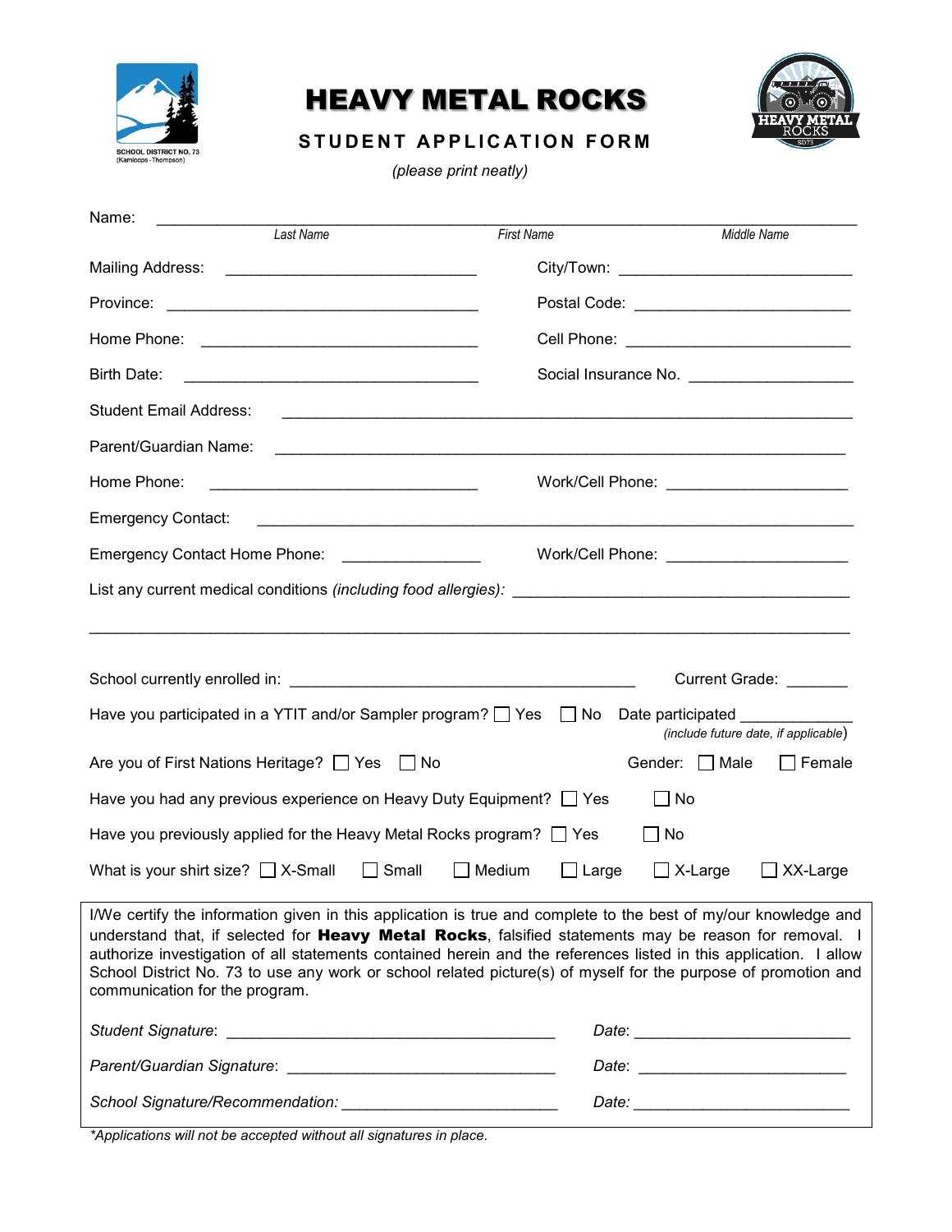SCHOOL DISTRICT NO. 73 (Kamloops - Thompson)

# HEAVY METAL ROCKS

## STUDENT APPLICATION FORM

*(please print neatly)*

Name: ______________________________________________________________________________

*Last Name* *First Name* *Middle Name*

Mailing Address: _____________________________ City/Town: __________________________

Province: ___________________________________ Postal Code: _________________________

Home Phone: ________________________________ Cell Phone: __________________________

Birth Date: __________________________________ Social Insurance No. ___________________

Student Email Address: _________________________________________________________________

Parent/Guardian Name: _________________________________________________________________

Home Phone: ________________________________ Work/Cell Phone: _____________________

Emergency Contact: ____________________________________________________________________

Emergency Contact Home Phone: ________________ Work/Cell Phone: _____________________

List any current medical conditions *(including food allergies)*: ________________________________________

______________________________________________________________________________________

School currently enrolled in: ________________________________________ Current Grade: _______

Have you participated in a YTIT and/or Sampler program? ☐ Yes ☐ No Date participated ____________ *(include future date, if applicable)*

Are you of First Nations Heritage? ☐ Yes ☐ No Gender: ☐ Male ☐ Female

Have you had any previous experience on Heavy Duty Equipment? ☐ Yes ☐ No

Have you previously applied for the Heavy Metal Rocks program? ☐ Yes ☐ No

What is your shirt size? ☐ X-Small ☐ Small ☐ Medium ☐ Large ☐ X-Large ☐ XX-Large

I/We certify the information given in this application is true and complete to the best of my/our knowledge and understand that, if selected for **Heavy Metal Rocks**, falsified statements may be reason for removal. I authorize investigation of all statements contained herein and the references listed in this application. I allow School District No. 73 to use any work or school related picture(s) of myself for the purpose of promotion and communication for the program.

*Student Signature*: ______________________________________ *Date*: ________________________

*Parent/Guardian Signature*: ______________________________ *Date*: ________________________

*School Signature/Recommendation:* ________________________ *Date*: ________________________

*\*Applications will not be accepted without all signatures in place.*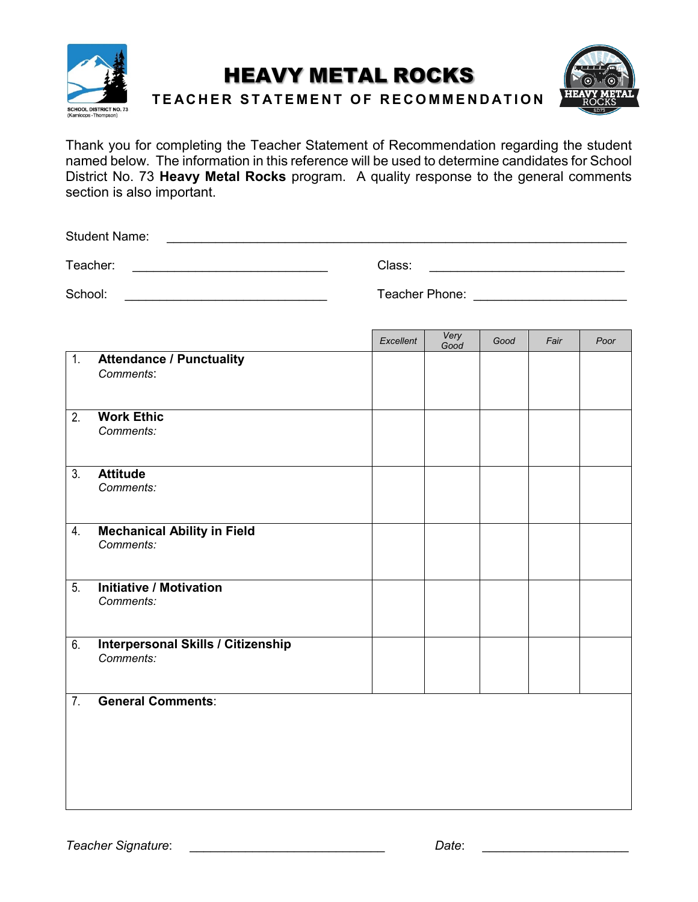# HEAVY METAL ROCKS

## TEACHER STATEMENT OF RECOMMENDATION

Thank you for completing the Teacher Statement of Recommendation regarding the student named below. The information in this reference will be used to determine candidates for School District No. 73 **Heavy Metal Rocks** program. A quality response to the general comments section is also important.

Student Name: ____________________________________________________________

Teacher: ______________________________ Class: ______________________________

School: _______________________________ Teacher Phone: _______________________

| | *Excellent* | *Very Good* | *Good* | *Fair* | *Poor* |
|---|---|---|---|---|---|
| 1. **Attendance / Punctuality** *Comments*: | | | | | |
| 2. **Work Ethic** *Comments:* | | | | | |
| 3. **Attitude** *Comments:* | | | | | |
| 4. **Mechanical Ability in Field** *Comments:* | | | | | |
| 5. **Initiative / Motivation** *Comments:* | | | | | |
| 6. **Interpersonal Skills / Citizenship** *Comments:* | | | | | |

7. **General Comments**:

*Teacher Signature*: ______________________________ *Date*: ______________________